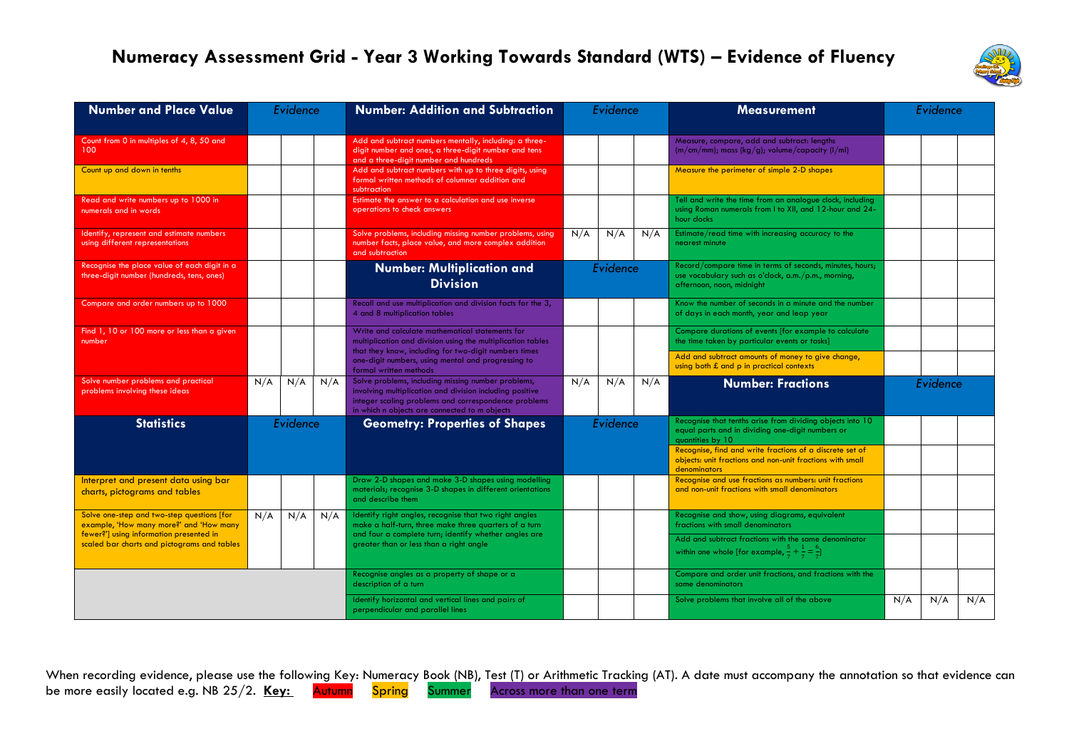# Numeracy Assessment Grid - Year 3 Working Towards Standard (WTS) – Evidence of Fluency

| Number and Place Value | *Evidence* | | |
|---|---|---|---|
| Count from 0 in multiples of 4, 8, 50 and 100 | | | |
| Count up and down in tenths | | | |
| Read and write numbers up to 1000 in numerals and in words | | | |
| Identify, represent and estimate numbers using different representations | | | |
| Recognise the place value of each digit in a three-digit number (hundreds, tens, ones) | | | |
| Compare and order numbers up to 1000 | | | |
| Find 1, 10 or 100 more or less than a given number | | | |
| Solve number problems and practical problems involving these ideas | N/A | N/A | N/A |

| Number: Addition and Subtraction | *Evidence* | | |
|---|---|---|---|
| Add and subtract numbers mentally, including: a three-digit number and ones, a three-digit number and tens and a three-digit number and hundreds | | | |
| Add and subtract numbers with up to three digits, using formal written methods of columnar addition and subtraction | | | |
| Estimate the answer to a calculation and use inverse operations to check answers | | | |
| Solve problems, including missing number problems, using number facts, place value, and more complex addition and subtraction | N/A | N/A | N/A |

| Number: Multiplication and Division | *Evidence* | | |
|---|---|---|---|
| Recall and use multiplication and division facts for the 3, 4 and 8 multiplication tables | | | |
| Write and calculate mathematical statements for multiplication and division using the multiplication tables that they know, including for two-digit numbers times one-digit numbers, using mental and progressing to formal written methods | | | |
| Solve problems, including missing number problems, involving multiplication and division including positive integer scaling problems and correspondence problems in which n objects are connected to m objects | N/A | N/A | N/A |

| Measurement | *Evidence* | | |
|---|---|---|---|
| Measure, compare, add and subtract: lengths (m/cm/mm); mass (kg/g); volume/capacity (l/ml) | | | |
| Measure the perimeter of simple 2-D shapes | | | |
| Tell and write the time from an analogue clock, including using Roman numerals from I to XII, and 12-hour and 24-hour clocks | | | |
| Estimate/read time with increasing accuracy to the nearest minute | | | |
| Record/compare time in terms of seconds, minutes, hours; use vocabulary such as o'clock, a.m./p.m., morning, afternoon, noon, midnight | | | |
| Know the number of seconds in a minute and the number of days in each month, year and leap year | | | |
| Compare durations of events [for example to calculate the time taken by particular events or tasks] | | | |
| Add and subtract amounts of money to give change, using both £ and p in practical contexts | | | |

| Number: Fractions | *Evidence* | | |
|---|---|---|---|
| Recognise that tenths arise from dividing objects into 10 equal parts and in dividing one-digit numbers or quantities by 10 | | | |
| Recognise, find and write fractions of a discrete set of objects: unit fractions and non-unit fractions with small denominators | | | |
| Recognise and use fractions as numbers: unit fractions and non-unit fractions with small denominators | | | |
| Recognise and show, using diagrams, equivalent fractions with small denominators | | | |
| Add and subtract fractions with the same denominator within one whole [for example, $\frac{5}{7} + \frac{1}{7} = \frac{6}{7}$] | | | |
| Compare and order unit fractions, and fractions with the same denominators | | | |
| Solve problems that involve all of the above | N/A | N/A | N/A |

| Statistics | *Evidence* | | |
|---|---|---|---|
| Interpret and present data using bar charts, pictograms and tables | | | |
| Solve one-step and two-step questions [for example, 'How many more?' and 'How many fewer?'] using information presented in scaled bar charts and pictograms and tables | N/A | N/A | N/A |

| Geometry: Properties of Shapes | *Evidence* | | |
|---|---|---|---|
| Draw 2-D shapes and make 3-D shapes using modelling materials; recognise 3-D shapes in different orientations and describe them | | | |
| Identify right angles, recognise that two right angles make a half-turn, three make three quarters of a turn and four a complete turn; identify whether angles are greater than or less than a right angle | | | |
| Recognise angles as a property of shape or a description of a turn | | | |
| Identify horizontal and vertical lines and pairs of perpendicular and parallel lines | | | |

When recording evidence, please use the following Key: Numeracy Book (NB), Test (T) or Arithmetic Tracking (AT). A date must accompany the annotation so that evidence can be more easily located e.g. NB 25/2. **Key:** Autumn Spring Summer Across more than one term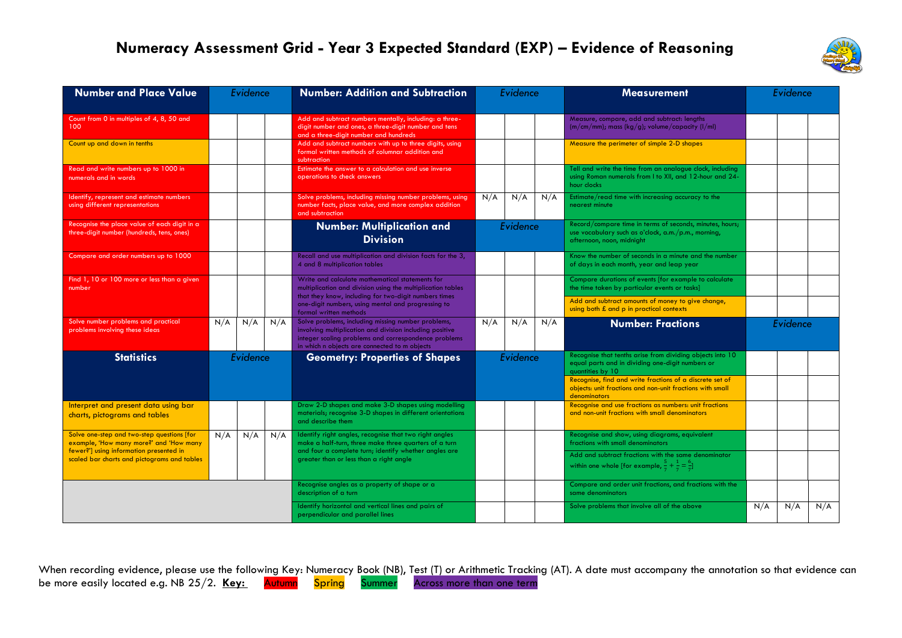# Numeracy Assessment Grid - Year 3 Expected Standard (EXP) – Evidence of Reasoning

| Number and Place Value | Evidence | | |
|---|---|---|---|
| Count from 0 in multiples of 4, 8, 50 and 100 | | | |
| Count up and down in tenths | | | |
| Read and write numbers up to 1000 in numerals and in words | | | |
| Identify, represent and estimate numbers using different representations | | | |
| Recognise the place value of each digit in a three-digit number (hundreds, tens, ones) | | | |
| Compare and order numbers up to 1000 | | | |
| Find 1, 10 or 100 more or less than a given number | | | |
| Solve number problems and practical problems involving these ideas | N/A | N/A | N/A |

| Statistics | Evidence | | |
|---|---|---|---|
| Interpret and present data using bar charts, pictograms and tables | | | |
| Solve one-step and two-step questions [for example, 'How many more?' and 'How many fewer?'] using information presented in scaled bar charts and pictograms and tables | N/A | N/A | N/A |

| Number: Addition and Subtraction | Evidence | | |
|---|---|---|---|
| Add and subtract numbers mentally, including: a three-digit number and ones, a three-digit number and tens and a three-digit number and hundreds | | | |
| Add and subtract numbers with up to three digits, using formal written methods of columnar addition and subtraction | | | |
| Estimate the answer to a calculation and use inverse operations to check answers | | | |
| Solve problems, including missing number problems, using number facts, place value, and more complex addition and subtraction | N/A | N/A | N/A |

| Number: Multiplication and Division | Evidence | | |
|---|---|---|---|
| Recall and use multiplication and division facts for the 3, 4 and 8 multiplication tables | | | |
| Write and calculate mathematical statements for multiplication and division using the multiplication tables that they know, including for two-digit numbers times one-digit numbers, using mental and progressing to formal written methods | | | |
| Solve problems, including missing number problems, involving multiplication and division including positive integer scaling problems and correspondence problems in which n objects are connected to m objects | N/A | N/A | N/A |

| Geometry: Properties of Shapes | Evidence | | |
|---|---|---|---|
| Draw 2-D shapes and make 3-D shapes using modelling materials; recognise 3-D shapes in different orientations and describe them | | | |
| Identify right angles, recognise that two right angles make a half-turn, three make three quarters of a turn and four a complete turn; identify whether angles are greater than or less than a right angle | | | |
| Recognise angles as a property of shape or a description of a turn | | | |
| Identify horizontal and vertical lines and pairs of perpendicular and parallel lines | | | |

| Measurement | Evidence | | |
|---|---|---|---|
| Measure, compare, add and subtract: lengths (m/cm/mm); mass (kg/g); volume/capacity (l/ml) | | | |
| Measure the perimeter of simple 2-D shapes | | | |
| Tell and write the time from an analogue clock, including using Roman numerals from I to XII, and 12-hour and 24-hour clocks | | | |
| Estimate/read time with increasing accuracy to the nearest minute | | | |
| Record/compare time in terms of seconds, minutes, hours; use vocabulary such as o'clock, a.m./p.m., morning, afternoon, noon, midnight | | | |
| Know the number of seconds in a minute and the number of days in each month, year and leap year | | | |
| Compare durations of events [for example to calculate the time taken by particular events or tasks] | | | |
| Add and subtract amounts of money to give change, using both £ and p in practical contexts | | | |

| Number: Fractions | Evidence | | |
|---|---|---|---|
| Recognise that tenths arise from dividing objects into 10 equal parts and in dividing one-digit numbers or quantities by 10 | | | |
| Recognise, find and write fractions of a discrete set of objects: unit fractions and non-unit fractions with small denominators | | | |
| Recognise and use fractions as numbers: unit fractions and non-unit fractions with small denominators | | | |
| Recognise and show, using diagrams, equivalent fractions with small denominators | | | |
| Add and subtract fractions with the same denominator within one whole [for example, $\frac{5}{7} + \frac{1}{7} = \frac{6}{7}$] | | | |
| Compare and order unit fractions, and fractions with the same denominators | | | |
| Solve problems that involve all of the above | N/A | N/A | N/A |

When recording evidence, please use the following Key: Numeracy Book (NB), Test (T) or Arithmetic Tracking (AT). A date must accompany the annotation so that evidence can be more easily located e.g. NB 25/2. **Key:** Autumn Spring Summer Across more than one term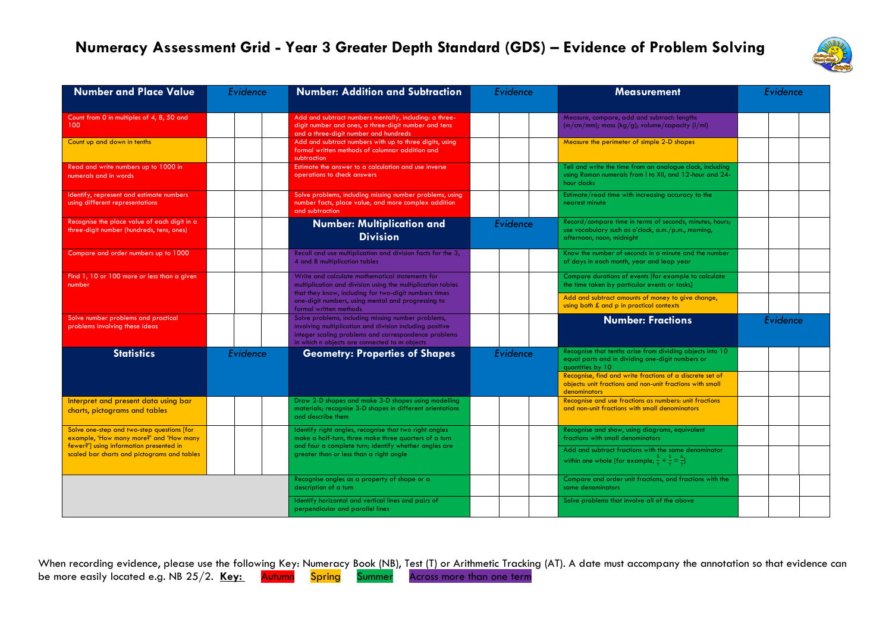# Numeracy Assessment Grid - Year 3 Greater Depth Standard (GDS) – Evidence of Problem Solving

| Number and Place Value | Evidence | | |
|---|---|---|---|
| Count from 0 in multiples of 4, 8, 50 and 100 | | | |
| Count up and down in tenths | | | |
| Read and write numbers up to 1000 in numerals and in words | | | |
| Identify, represent and estimate numbers using different representations | | | |
| Recognise the place value of each digit in a three-digit number (hundreds, tens, ones) | | | |
| Compare and order numbers up to 1000 | | | |
| Find 1, 10 or 100 more or less than a given number | | | |
| Solve number problems and practical problems involving these ideas | | | |

| Statistics | Evidence | | |
|---|---|---|---|
| Interpret and present data using bar charts, pictograms and tables | | | |
| Solve one-step and two-step questions [for example, 'How many more?' and 'How many fewer?'] using information presented in scaled bar charts and pictograms and tables | | | |

| Number: Addition and Subtraction | Evidence | | |
|---|---|---|---|
| Add and subtract numbers mentally, including: a three-digit number and ones, a three-digit number and tens and a three-digit number and hundreds | | | |
| Add and subtract numbers with up to three digits, using formal written methods of columnar addition and subtraction | | | |
| Estimate the answer to a calculation and use inverse operations to check answers | | | |
| Solve problems, including missing number problems, using number facts, place value, and more complex addition and subtraction | | | |

| Number: Multiplication and Division | Evidence | | |
|---|---|---|---|
| Recall and use multiplication and division facts for the 3, 4 and 8 multiplication tables | | | |
| Write and calculate mathematical statements for multiplication and division using the multiplication tables that they know, including for two-digit numbers times one-digit numbers, using mental and progressing to formal written methods | | | |
| Solve problems, including missing number problems, involving multiplication and division including positive integer scaling problems and correspondence problems in which n objects are connected to m objects | | | |

| Geometry: Properties of Shapes | Evidence | | |
|---|---|---|---|
| Draw 2-D shapes and make 3-D shapes using modelling materials; recognise 3-D shapes in different orientations and describe them | | | |
| Identify right angles, recognise that two right angles make a half-turn, three make three quarters of a turn and four a complete turn; identify whether angles are greater than or less than a right angle | | | |
| Recognise angles as a property of shape or a description of a turn | | | |
| Identify horizontal and vertical lines and pairs of perpendicular and parallel lines | | | |

| Measurement | Evidence | | |
|---|---|---|---|
| Measure, compare, add and subtract: lengths (m/cm/mm); mass (kg/g); volume/capacity (l/ml) | | | |
| Measure the perimeter of simple 2-D shapes | | | |
| Tell and write the time from an analogue clock, including using Roman numerals from I to XII, and 12-hour and 24-hour clocks | | | |
| Estimate/read time with increasing accuracy to the nearest minute | | | |
| Record/compare time in terms of seconds, minutes, hours; use vocabulary such as o'clock, a.m./p.m., morning, afternoon, noon, midnight | | | |
| Know the number of seconds in a minute and the number of days in each month, year and leap year | | | |
| Compare durations of events [for example to calculate the time taken by particular events or tasks] | | | |
| Add and subtract amounts of money to give change, using both £ and p in practical contexts | | | |

| Number: Fractions | Evidence | | |
|---|---|---|---|
| Recognise that tenths arise from dividing objects into 10 equal parts and in dividing one-digit numbers or quantities by 10 | | | |
| Recognise, find and write fractions of a discrete set of objects: unit fractions and non-unit fractions with small denominators | | | |
| Recognise and use fractions as numbers: unit fractions and non-unit fractions with small denominators | | | |
| Recognise and show, using diagrams, equivalent fractions with small denominators | | | |
| Add and subtract fractions with the same denominator within one whole [for example, $\frac{5}{7} + \frac{1}{7} = \frac{6}{7}$] | | | |
| Compare and order unit fractions, and fractions with the same denominators | | | |
| Solve problems that involve all of the above | | | |

When recording evidence, please use the following Key: Numeracy Book (NB), Test (T) or Arithmetic Tracking (AT). A date must accompany the annotation so that evidence can be more easily located e.g. NB 25/2. **Key:** Autumn Spring Summer Across more than one term